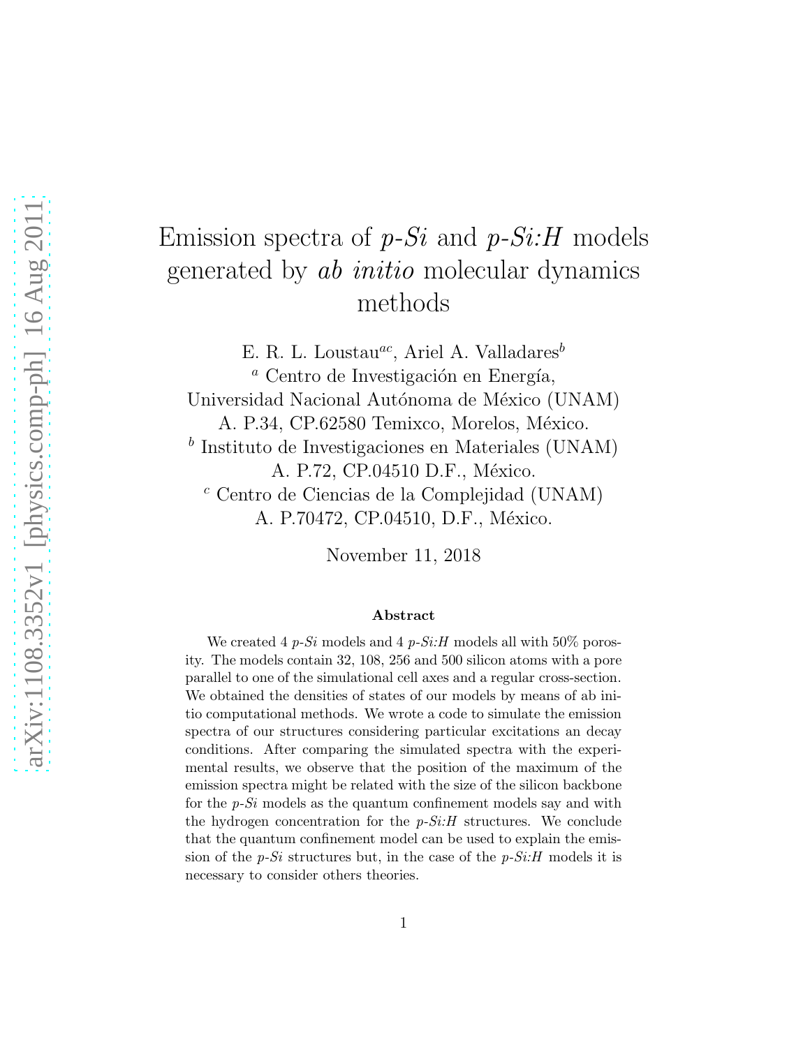# Emission spectra of *p-Si* and *p-Si:H* models generated by *ab initio* molecular dynamics methods

E. R. L. Loustau[ac], Ariel A. Valladares[b]

[a] Centro de Investigación en Energía, Universidad Nacional Autónoma de México (UNAM) A. P.34, CP.62580 Temixco, Morelos, México.

[b] Instituto de Investigaciones en Materiales (UNAM) A. P.72, CP.04510 D.F., México.

[c] Centro de Ciencias de la Complejidad (UNAM) A. P.70472, CP.04510, D.F., México.

November 11, 2018

### Abstract

We created 4 *p-Si* models and 4 *p-Si:H* models all with 50% porosity. The models contain 32, 108, 256 and 500 silicon atoms with a pore parallel to one of the simulational cell axes and a regular cross-section. We obtained the densities of states of our models by means of ab initio computational methods. We wrote a code to simulate the emission spectra of our structures considering particular excitations an decay conditions. After comparing the simulated spectra with the experimental results, we observe that the position of the maximum of the emission spectra might be related with the size of the silicon backbone for the *p-Si* models as the quantum confinement models say and with the hydrogen concentration for the *p-Si:H* structures. We conclude that the quantum confinement model can be used to explain the emission of the *p-Si* structures but, in the case of the *p-Si:H* models it is necessary to consider others theories.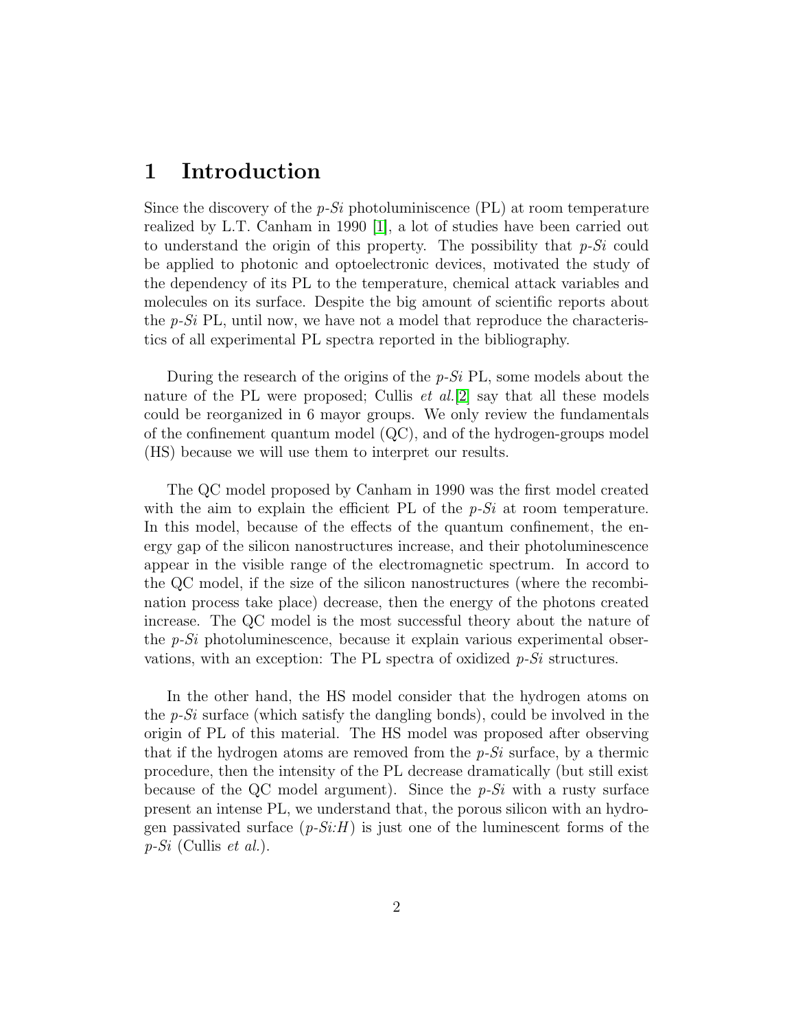# 1 Introduction

Since the discovery of the *p-Si* photoluminiscence (PL) at room temperature realized by L.T. Canham in 1990 [1], a lot of studies have been carried out to understand the origin of this property. The possibility that *p-Si* could be applied to photonic and optoelectronic devices, motivated the study of the dependency of its PL to the temperature, chemical attack variables and molecules on its surface. Despite the big amount of scientific reports about the *p-Si* PL, until now, we have not a model that reproduce the characteristics of all experimental PL spectra reported in the bibliography.

During the research of the origins of the *p-Si* PL, some models about the nature of the PL were proposed; Cullis *et al.*[2] say that all these models could be reorganized in 6 mayor groups. We only review the fundamentals of the confinement quantum model (QC), and of the hydrogen-groups model (HS) because we will use them to interpret our results.

The QC model proposed by Canham in 1990 was the first model created with the aim to explain the efficient PL of the *p-Si* at room temperature. In this model, because of the effects of the quantum confinement, the energy gap of the silicon nanostructures increase, and their photoluminescence appear in the visible range of the electromagnetic spectrum. In accord to the QC model, if the size of the silicon nanostructures (where the recombination process take place) decrease, then the energy of the photons created increase. The QC model is the most successful theory about the nature of the *p-Si* photoluminescence, because it explain various experimental observations, with an exception: The PL spectra of oxidized *p-Si* structures.

In the other hand, the HS model consider that the hydrogen atoms on the *p-Si* surface (which satisfy the dangling bonds), could be involved in the origin of PL of this material. The HS model was proposed after observing that if the hydrogen atoms are removed from the *p-Si* surface, by a thermic procedure, then the intensity of the PL decrease dramatically (but still exist because of the QC model argument). Since the *p-Si* with a rusty surface present an intense PL, we understand that, the porous silicon with an hydrogen passivated surface (*p-Si:H*) is just one of the luminescent forms of the *p-Si* (Cullis *et al.*).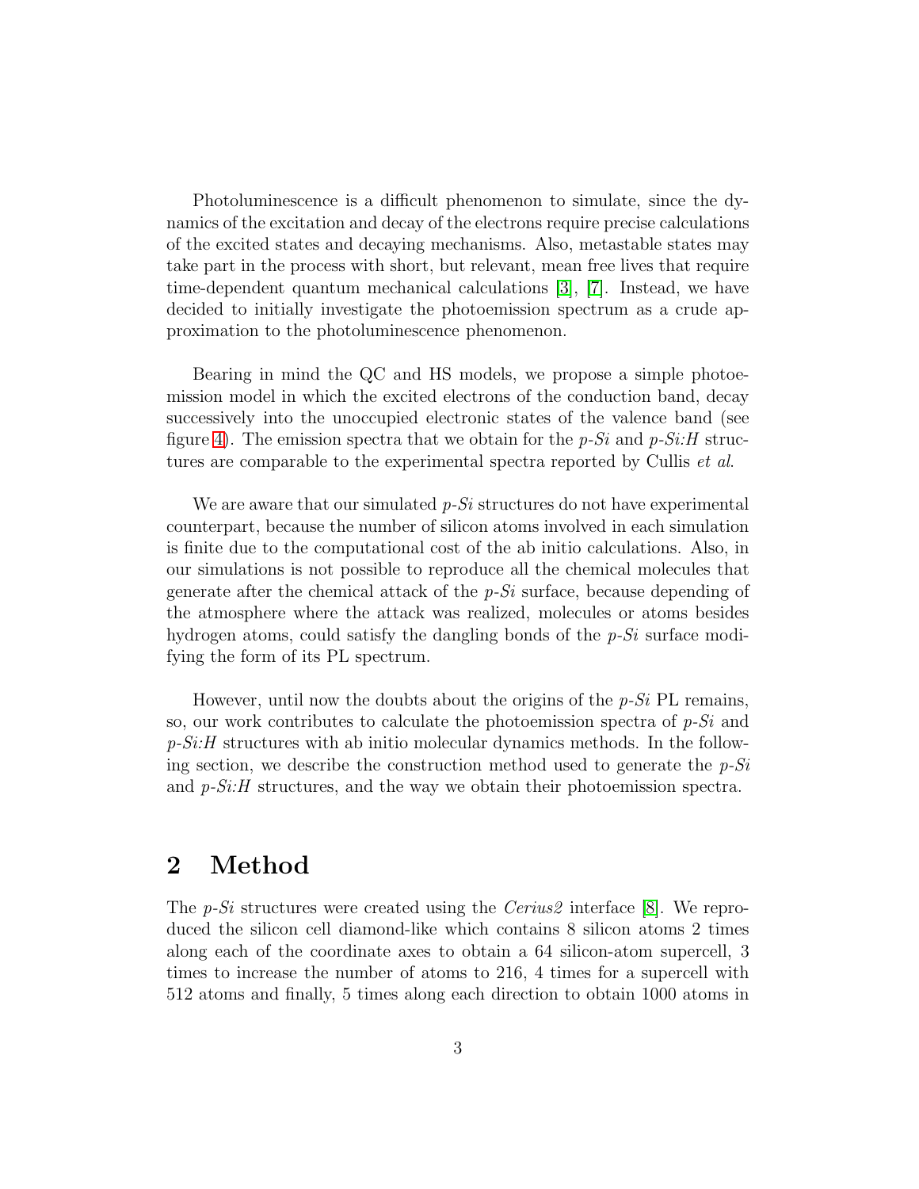Photoluminescence is a difficult phenomenon to simulate, since the dynamics of the excitation and decay of the electrons require precise calculations of the excited states and decaying mechanisms. Also, metastable states may take part in the process with short, but relevant, mean free lives that require time-dependent quantum mechanical calculations [3], [7]. Instead, we have decided to initially investigate the photoemission spectrum as a crude approximation to the photoluminescence phenomenon.

Bearing in mind the QC and HS models, we propose a simple photoemission model in which the excited electrons of the conduction band, decay successively into the unoccupied electronic states of the valence band (see figure 4). The emission spectra that we obtain for the *p-Si* and *p-Si:H* structures are comparable to the experimental spectra reported by Cullis *et al*.

We are aware that our simulated *p-Si* structures do not have experimental counterpart, because the number of silicon atoms involved in each simulation is finite due to the computational cost of the ab initio calculations. Also, in our simulations is not possible to reproduce all the chemical molecules that generate after the chemical attack of the *p-Si* surface, because depending of the atmosphere where the attack was realized, molecules or atoms besides hydrogen atoms, could satisfy the dangling bonds of the *p-Si* surface modifying the form of its PL spectrum.

However, until now the doubts about the origins of the *p-Si* PL remains, so, our work contributes to calculate the photoemission spectra of *p-Si* and *p-Si:H* structures with ab initio molecular dynamics methods. In the following section, we describe the construction method used to generate the *p-Si* and *p-Si:H* structures, and the way we obtain their photoemission spectra.

## 2 Method

The *p-Si* structures were created using the *Cerius2* interface [8]. We reproduced the silicon cell diamond-like which contains 8 silicon atoms 2 times along each of the coordinate axes to obtain a 64 silicon-atom supercell, 3 times to increase the number of atoms to 216, 4 times for a supercell with 512 atoms and finally, 5 times along each direction to obtain 1000 atoms in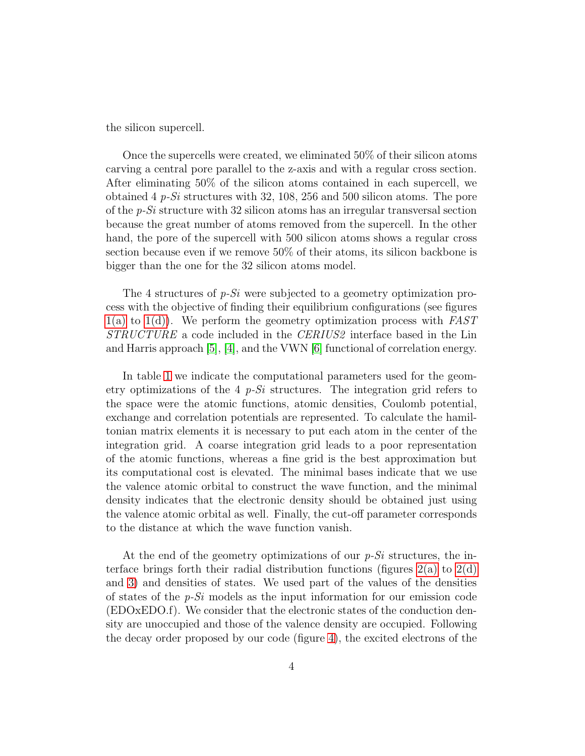the silicon supercell.

Once the supercells were created, we eliminated 50% of their silicon atoms carving a central pore parallel to the z-axis and with a regular cross section. After eliminating 50% of the silicon atoms contained in each supercell, we obtained 4 *p-Si* structures with 32, 108, 256 and 500 silicon atoms. The pore of the *p-Si* structure with 32 silicon atoms has an irregular transversal section because the great number of atoms removed from the supercell. In the other hand, the pore of the supercell with 500 silicon atoms shows a regular cross section because even if we remove 50% of their atoms, its silicon backbone is bigger than the one for the 32 silicon atoms model.

The 4 structures of *p-Si* were subjected to a geometry optimization process with the objective of finding their equilibrium configurations (see figures 1(a) to 1(d)). We perform the geometry optimization process with *FAST STRUCTURE* a code included in the *CERIUS2* interface based in the Lin and Harris approach [5], [4], and the VWN [6] functional of correlation energy.

In table 1 we indicate the computational parameters used for the geometry optimizations of the 4 *p-Si* structures. The integration grid refers to the space were the atomic functions, atomic densities, Coulomb potential, exchange and correlation potentials are represented. To calculate the hamiltonian matrix elements it is necessary to put each atom in the center of the integration grid. A coarse integration grid leads to a poor representation of the atomic functions, whereas a fine grid is the best approximation but its computational cost is elevated. The minimal bases indicate that we use the valence atomic orbital to construct the wave function, and the minimal density indicates that the electronic density should be obtained just using the valence atomic orbital as well. Finally, the cut-off parameter corresponds to the distance at which the wave function vanish.

At the end of the geometry optimizations of our *p-Si* structures, the interface brings forth their radial distribution functions (figures 2(a) to 2(d) and 3) and densities of states. We used part of the values of the densities of states of the *p-Si* models as the input information for our emission code (EDOxEDO.f). We consider that the electronic states of the conduction density are unoccupied and those of the valence density are occupied. Following the decay order proposed by our code (figure 4), the excited electrons of the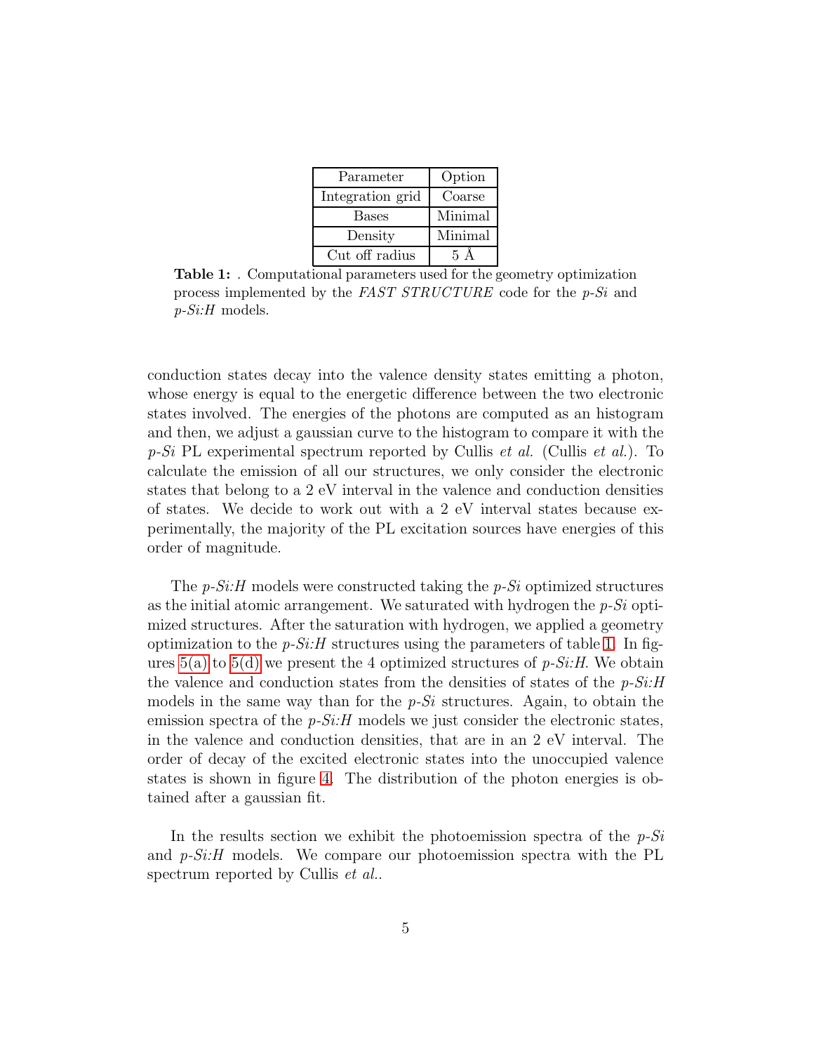| Parameter | Option |
|---|---|
| Integration grid | Coarse |
| Bases | Minimal |
| Density | Minimal |
| Cut off radius | 5 Å |

**Table 1:** . Computational parameters used for the geometry optimization process implemented by the *FAST STRUCTURE* code for the *p-Si* and *p-Si:H* models.

conduction states decay into the valence density states emitting a photon, whose energy is equal to the energetic difference between the two electronic states involved. The energies of the photons are computed as an histogram and then, we adjust a gaussian curve to the histogram to compare it with the *p-Si* PL experimental spectrum reported by Cullis *et al.* (Cullis *et al.*). To calculate the emission of all our structures, we only consider the electronic states that belong to a 2 eV interval in the valence and conduction densities of states. We decide to work out with a 2 eV interval states because experimentally, the majority of the PL excitation sources have energies of this order of magnitude.

The *p-Si:H* models were constructed taking the *p-Si* optimized structures as the initial atomic arrangement. We saturated with hydrogen the *p-Si* optimized structures. After the saturation with hydrogen, we applied a geometry optimization to the *p-Si:H* structures using the parameters of table 1. In figures 5(a) to 5(d) we present the 4 optimized structures of *p-Si:H*. We obtain the valence and conduction states from the densities of states of the *p-Si:H* models in the same way than for the *p-Si* structures. Again, to obtain the emission spectra of the *p-Si:H* models we just consider the electronic states, in the valence and conduction densities, that are in an 2 eV interval. The order of decay of the excited electronic states into the unoccupied valence states is shown in figure 4. The distribution of the photon energies is obtained after a gaussian fit.

In the results section we exhibit the photoemission spectra of the *p-Si* and *p-Si:H* models. We compare our photoemission spectra with the PL spectrum reported by Cullis *et al.*.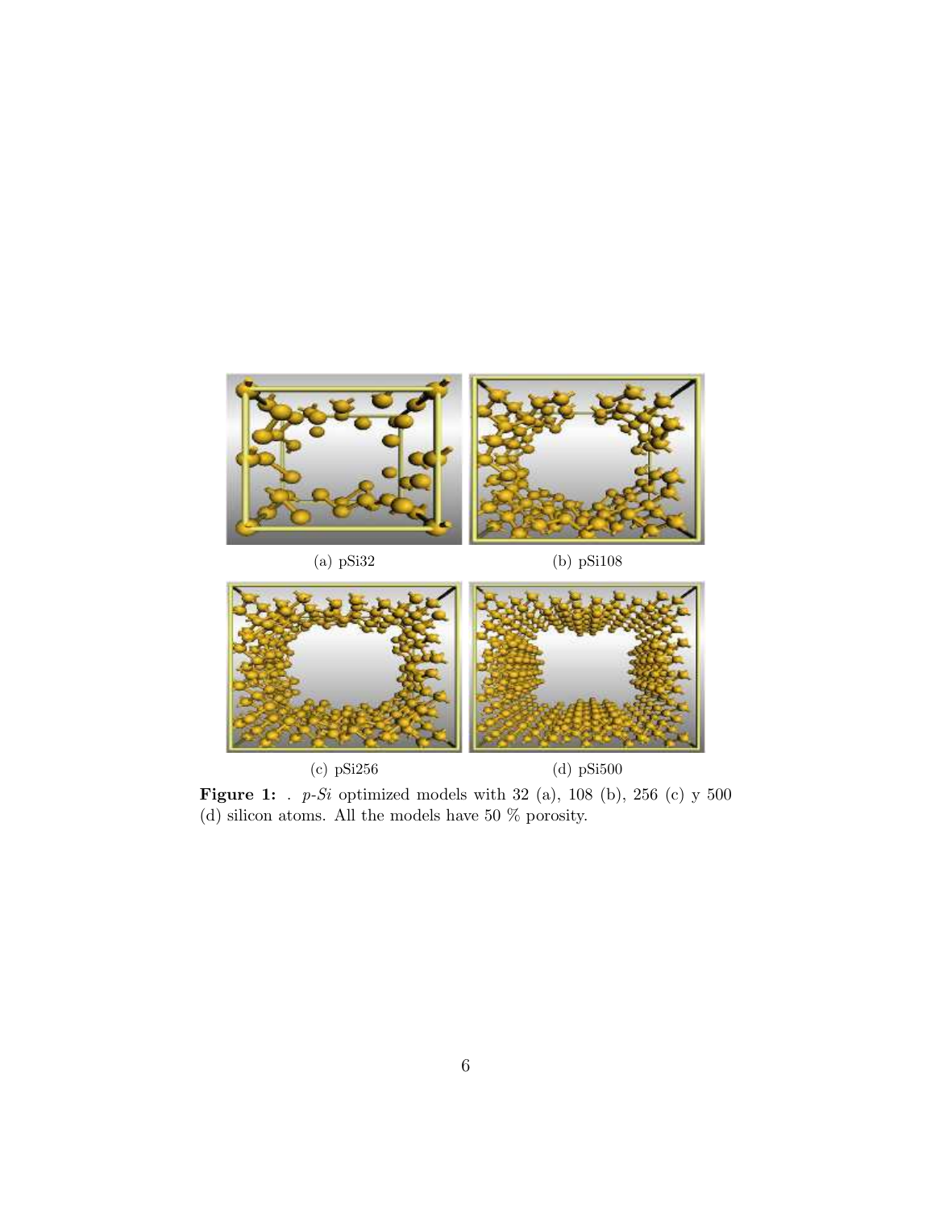(a) pSi32

(b) pSi108

(c) pSi256

(d) pSi500

**Figure 1:** . *p-Si* optimized models with 32 (a), 108 (b), 256 (c) y 500 (d) silicon atoms. All the models have 50 % porosity.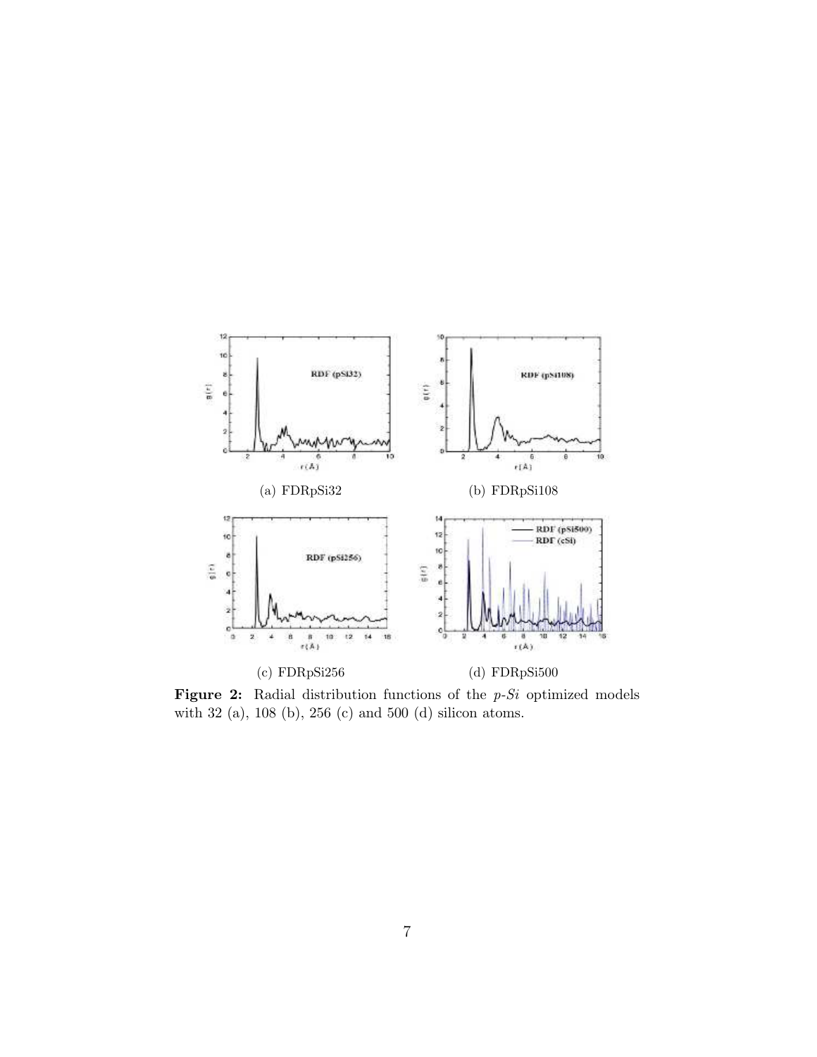(a) FDRpSi32

(b) FDRpSi108

(c) FDRpSi256

(d) FDRpSi500

**Figure 2:** Radial distribution functions of the *p-Si* optimized models with 32 (a), 108 (b), 256 (c) and 500 (d) silicon atoms.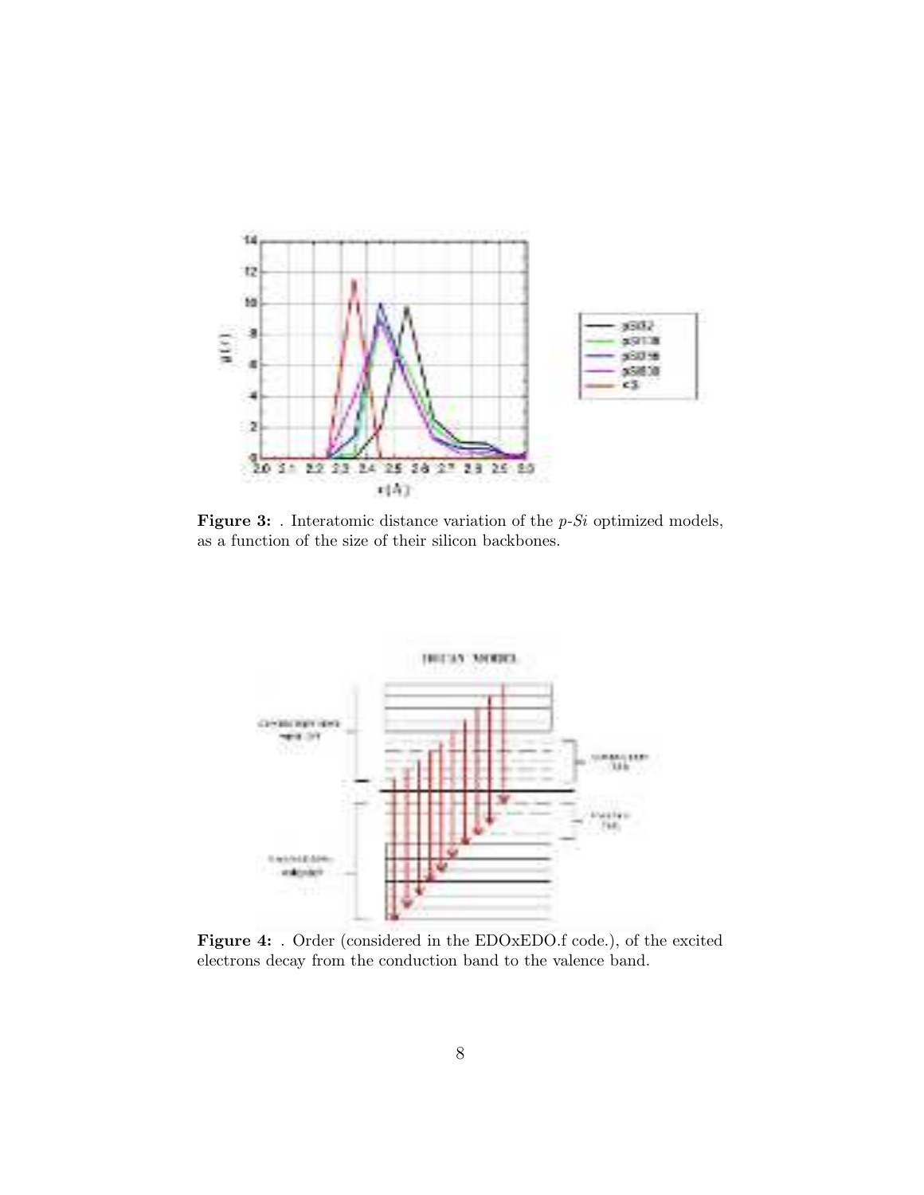**Figure 3:** . Interatomic distance variation of the *p-Si* optimized models, as a function of the size of their silicon backbones.

**Figure 4:** . Order (considered in the EDOxEDO.f code.), of the excited electrons decay from the conduction band to the valence band.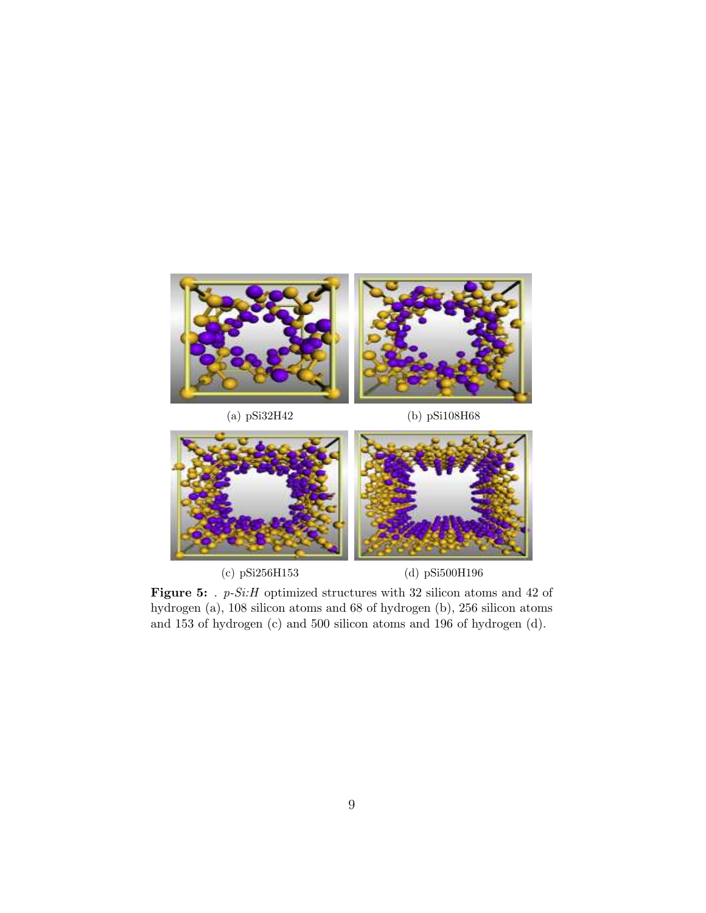(a) pSi32H42

(b) pSi108H68

(c) pSi256H153

(d) pSi500H196

**Figure 5:** . *p-Si:H* optimized structures with 32 silicon atoms and 42 of hydrogen (a), 108 silicon atoms and 68 of hydrogen (b), 256 silicon atoms and 153 of hydrogen (c) and 500 silicon atoms and 196 of hydrogen (d).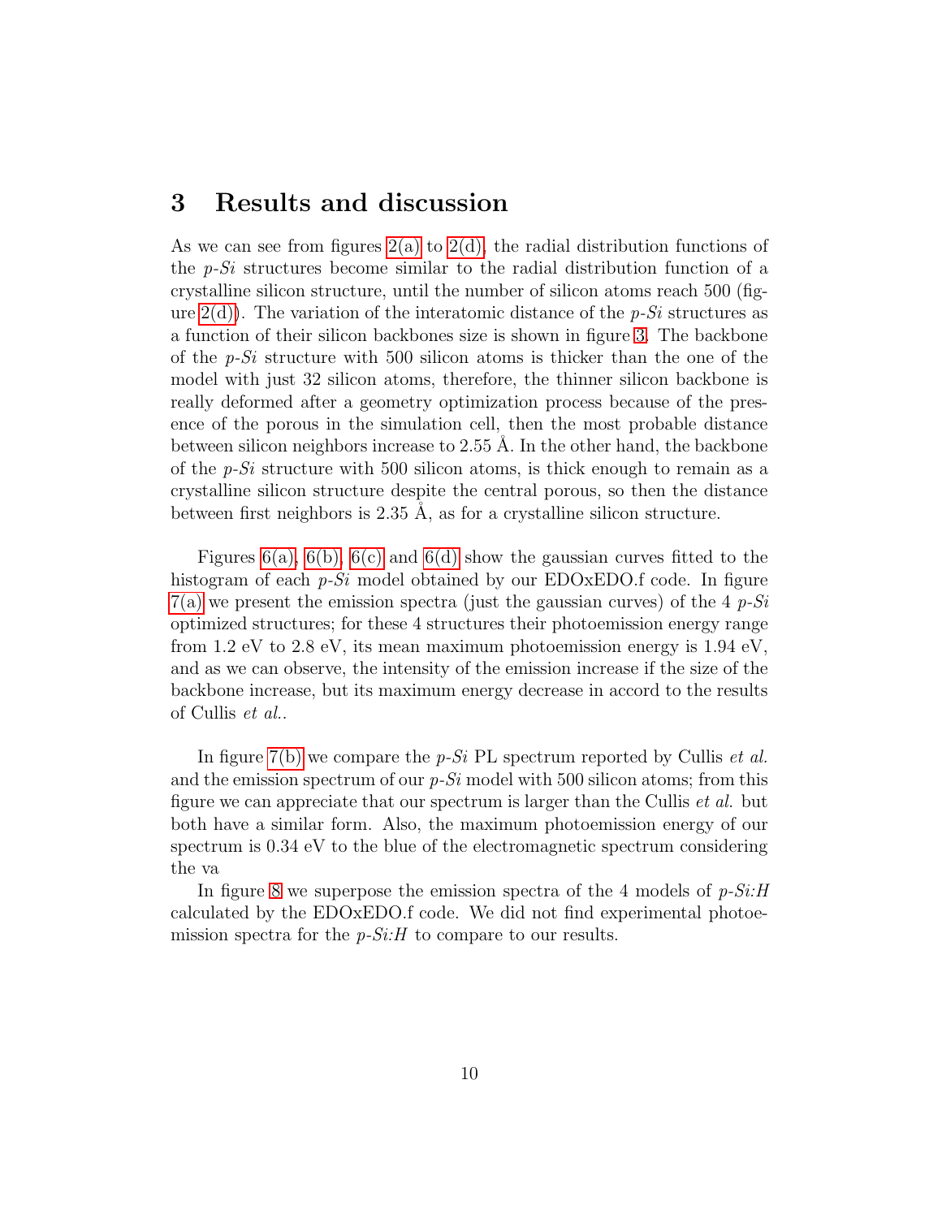## 3 Results and discussion

As we can see from figures 2(a) to 2(d), the radial distribution functions of the *p-Si* structures become similar to the radial distribution function of a crystalline silicon structure, until the number of silicon atoms reach 500 (figure 2(d)). The variation of the interatomic distance of the *p-Si* structures as a function of their silicon backbones size is shown in figure 3. The backbone of the *p-Si* structure with 500 silicon atoms is thicker than the one of the model with just 32 silicon atoms, therefore, the thinner silicon backbone is really deformed after a geometry optimization process because of the presence of the porous in the simulation cell, then the most probable distance between silicon neighbors increase to 2.55 Å. In the other hand, the backbone of the *p-Si* structure with 500 silicon atoms, is thick enough to remain as a crystalline silicon structure despite the central porous, so then the distance between first neighbors is 2.35 Å, as for a crystalline silicon structure.

Figures 6(a), 6(b), 6(c) and 6(d) show the gaussian curves fitted to the histogram of each *p-Si* model obtained by our EDOxEDO.f code. In figure 7(a) we present the emission spectra (just the gaussian curves) of the 4 *p-Si* optimized structures; for these 4 structures their photoemission energy range from 1.2 eV to 2.8 eV, its mean maximum photoemission energy is 1.94 eV, and as we can observe, the intensity of the emission increase if the size of the backbone increase, but its maximum energy decrease in accord to the results of Cullis *et al.*.

In figure 7(b) we compare the *p-Si* PL spectrum reported by Cullis *et al.* and the emission spectrum of our *p-Si* model with 500 silicon atoms; from this figure we can appreciate that our spectrum is larger than the Cullis *et al.* but both have a similar form. Also, the maximum photoemission energy of our spectrum is 0.34 eV to the blue of the electromagnetic spectrum considering the va

In figure 8 we superpose the emission spectra of the 4 models of *p-Si:H* calculated by the EDOxEDO.f code. We did not find experimental photoemission spectra for the *p-Si:H* to compare to our results.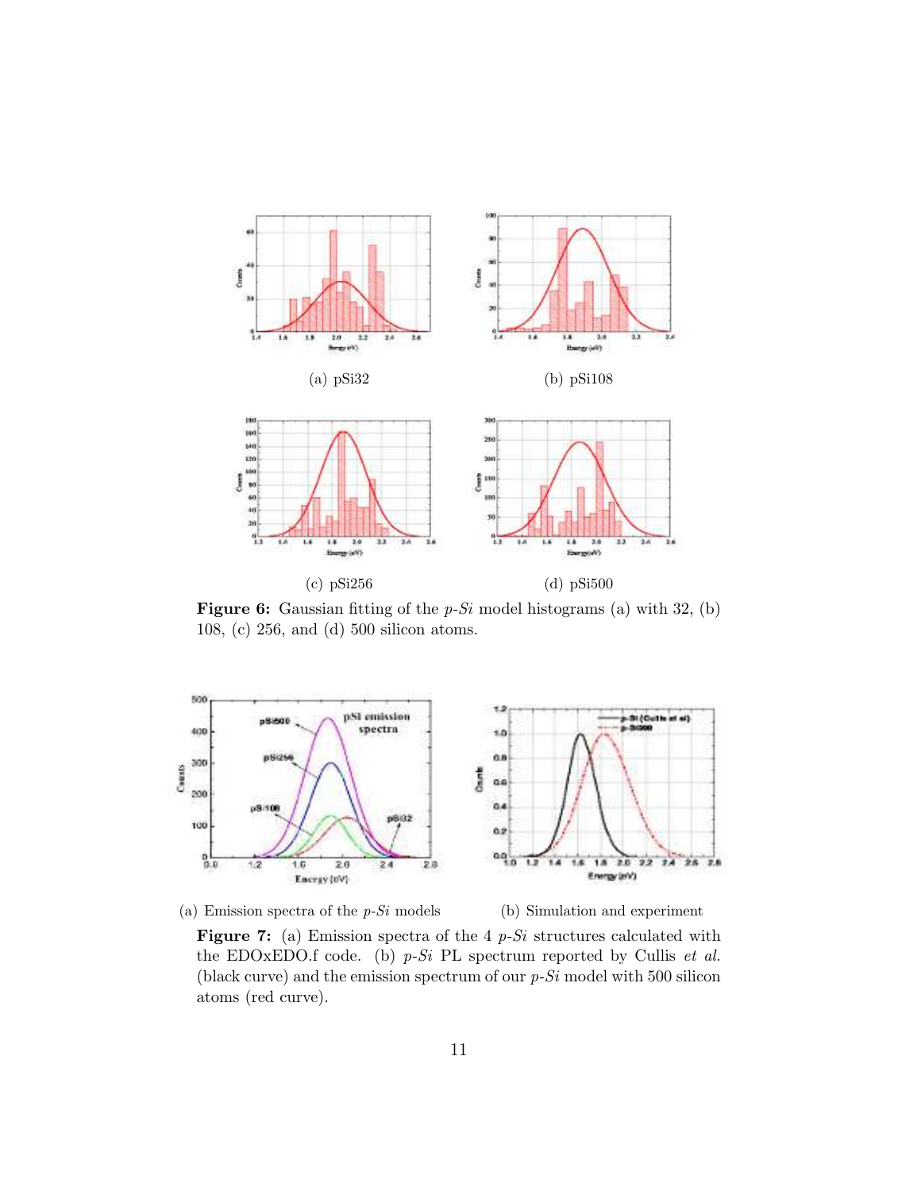(a) pSi32

(b) pSi108

(c) pSi256

(d) pSi500

**Figure 6:** Gaussian fitting of the *p-Si* model histograms (a) with 32, (b) 108, (c) 256, and (d) 500 silicon atoms.

(a) Emission spectra of the *p-Si* models

(b) Simulation and experiment

**Figure 7:** (a) Emission spectra of the 4 *p-Si* structures calculated with the EDOxEDO.f code. (b) *p-Si* PL spectrum reported by Cullis *et al.* (black curve) and the emission spectrum of our *p-Si* model with 500 silicon atoms (red curve).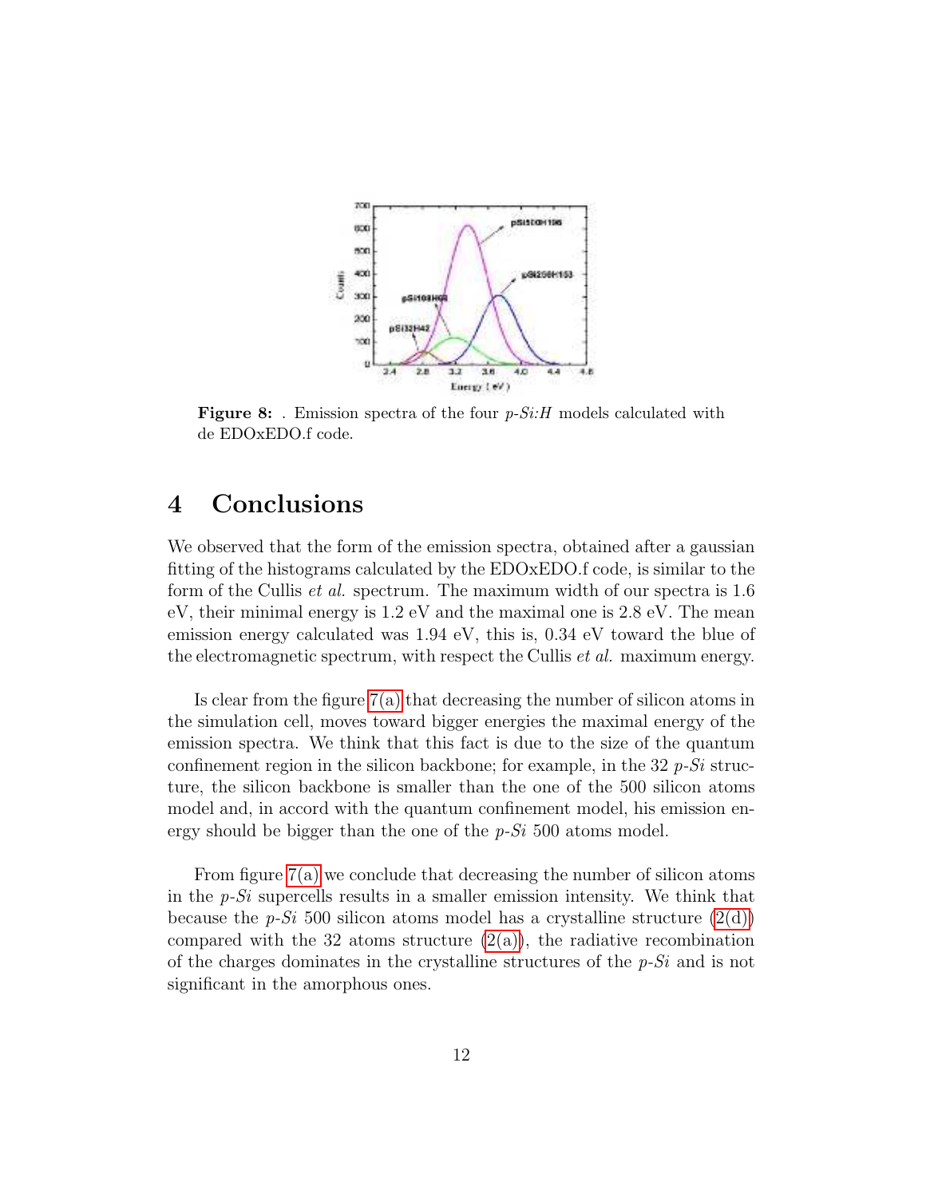**Figure 8:** . Emission spectra of the four *p-Si:H* models calculated with de EDOxEDO.f code.

# 4 Conclusions

We observed that the form of the emission spectra, obtained after a gaussian fitting of the histograms calculated by the EDOxEDO.f code, is similar to the form of the Cullis *et al.* spectrum. The maximum width of our spectra is 1.6 eV, their minimal energy is 1.2 eV and the maximal one is 2.8 eV. The mean emission energy calculated was 1.94 eV, this is, 0.34 eV toward the blue of the electromagnetic spectrum, with respect the Cullis *et al.* maximum energy.

Is clear from the figure 7(a) that decreasing the number of silicon atoms in the simulation cell, moves toward bigger energies the maximal energy of the emission spectra. We think that this fact is due to the size of the quantum confinement region in the silicon backbone; for example, in the 32 *p-Si* structure, the silicon backbone is smaller than the one of the 500 silicon atoms model and, in accord with the quantum confinement model, his emission energy should be bigger than the one of the *p-Si* 500 atoms model.

From figure 7(a) we conclude that decreasing the number of silicon atoms in the *p-Si* supercells results in a smaller emission intensity. We think that because the *p-Si* 500 silicon atoms model has a crystalline structure (2(d)) compared with the 32 atoms structure (2(a)), the radiative recombination of the charges dominates in the crystalline structures of the *p-Si* and is not significant in the amorphous ones.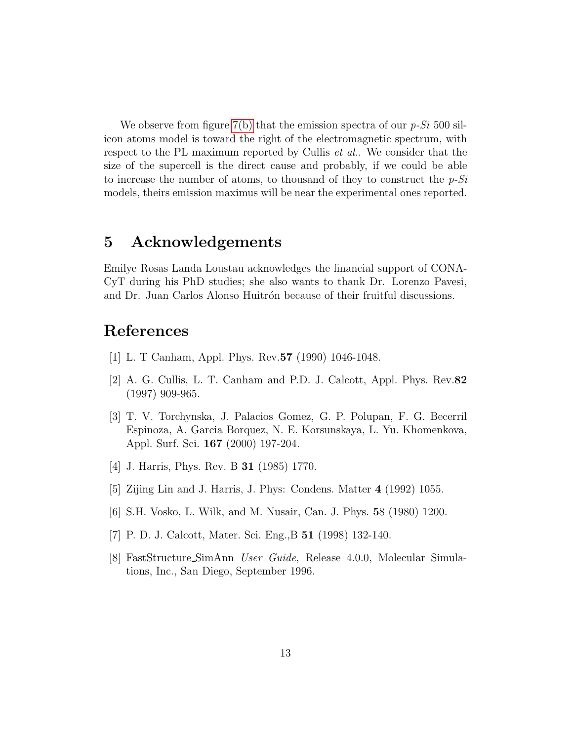We observe from figure 7(b) that the emission spectra of our *p-Si* 500 silicon atoms model is toward the right of the electromagnetic spectrum, with respect to the PL maximum reported by Cullis *et al.*. We consider that the size of the supercell is the direct cause and probably, if we could be able to increase the number of atoms, to thousand of they to construct the *p-Si* models, theirs emission maximus will be near the experimental ones reported.

# 5 Acknowledgements

Emilye Rosas Landa Loustau acknowledges the financial support of CONACyT during his PhD studies; she also wants to thank Dr. Lorenzo Pavesi, and Dr. Juan Carlos Alonso Huitrón because of their fruitful discussions.

# References

[1] L. T Canham, Appl. Phys. Rev.**57** (1990) 1046-1048.

[2] A. G. Cullis, L. T. Canham and P.D. J. Calcott, Appl. Phys. Rev.**82** (1997) 909-965.

[3] T. V. Torchynska, J. Palacios Gomez, G. P. Polupan, F. G. Becerril Espinoza, A. Garcia Borquez, N. E. Korsunskaya, L. Yu. Khomenkova, Appl. Surf. Sci. **167** (2000) 197-204.

[4] J. Harris, Phys. Rev. B **31** (1985) 1770.

[5] Zijing Lin and J. Harris, J. Phys: Condens. Matter **4** (1992) 1055.

[6] S.H. Vosko, L. Wilk, and M. Nusair, Can. J. Phys. **5**8 (1980) 1200.

[7] P. D. J. Calcott, Mater. Sci. Eng.,B **51** (1998) 132-140.

[8] FastStructure_SimAnn *User Guide*, Release 4.0.0, Molecular Simulations, Inc., San Diego, September 1996.